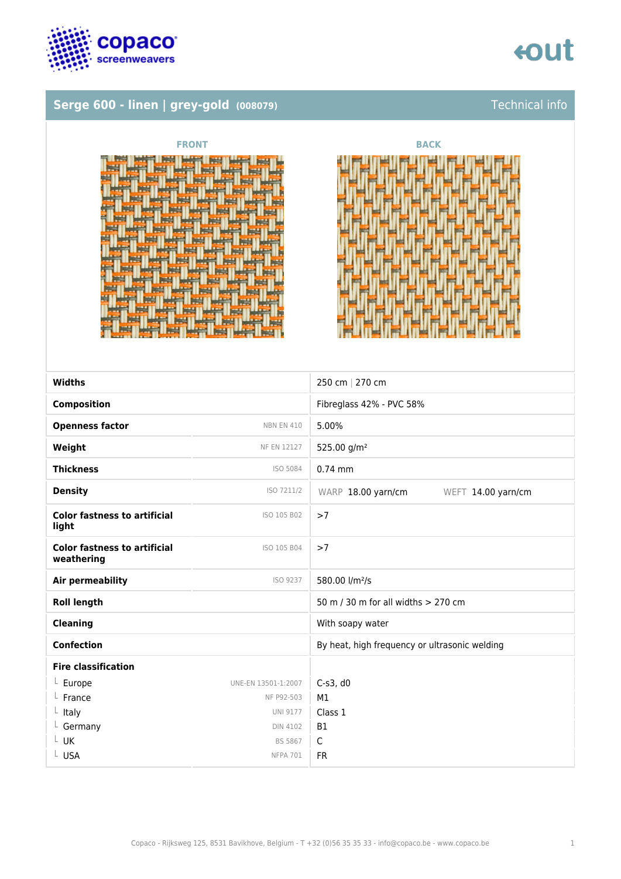## Serge 600 - linen | grey-gold (008079)

Technical info

FRONT

BACK

| Property | Standard | Value |
|---|---|---|
| **Widths** | | 250 cm \| 270 cm |
| **Composition** | | Fibreglass 42% - PVC 58% |
| **Openness factor** | NBN EN 410 | 5.00% |
| **Weight** | NF EN 12127 | 525.00 g/m² |
| **Thickness** | ISO 5084 | 0.74 mm |
| **Density** | ISO 7211/2 | WARP 18.00 yarn/cm WEFT 14.00 yarn/cm |
| **Color fastness to artificial light** | ISO 105 B02 | >7 |
| **Color fastness to artificial weathering** | ISO 105 B04 | >7 |
| **Air permeability** | ISO 9237 | 580.00 l/m²/s |
| **Roll length** | | 50 m / 30 m for all widths > 270 cm |
| **Cleaning** | | With soapy water |
| **Confection** | | By heat, high frequency or ultrasonic welding |
| **Fire classification** | | |
| └ Europe | UNE-EN 13501-1:2007 | C-s3, d0 |
| └ France | NF P92-503 | M1 |
| └ Italy | UNI 9177 | Class 1 |
| └ Germany | DIN 4102 | B1 |
| └ UK | BS 5867 | C |
| └ USA | NFPA 701 | FR |

Copaco - Rijksweg 125, 8531 Bavikhove, Belgium - T +32 (0)56 35 35 33 - info@copaco.be - www.copaco.be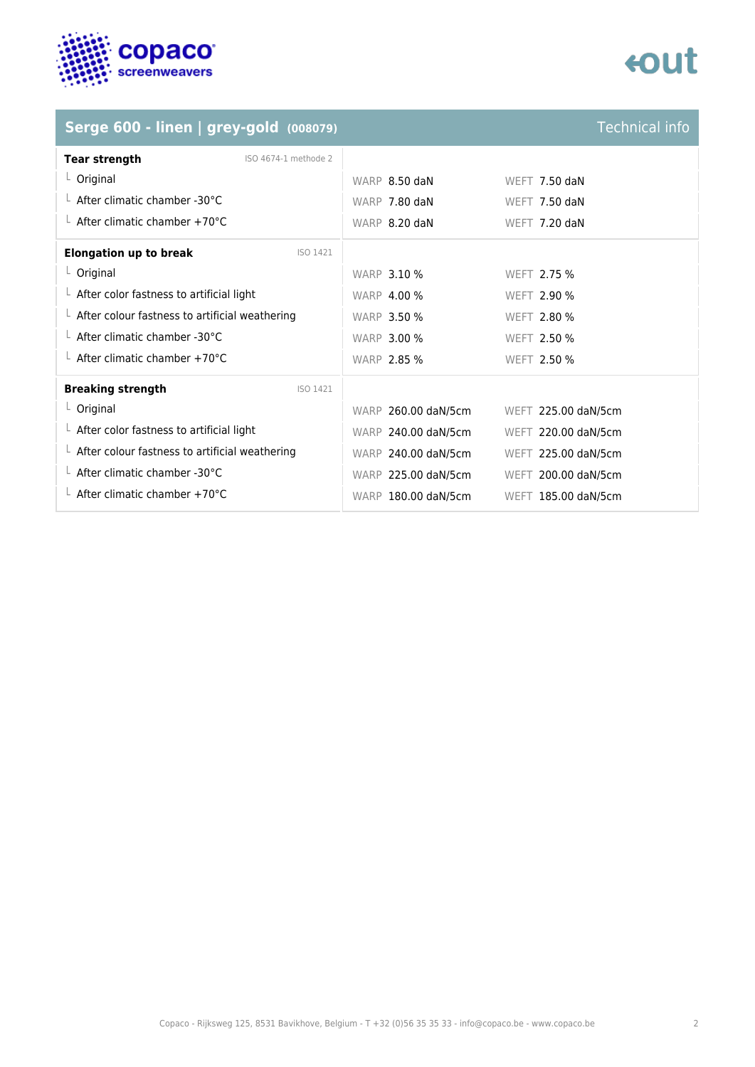## Serge 600 - linen | grey-gold (008079)

Technical info

| Tear strength (ISO 4674-1 methode 2) | WARP | WEFT |
|---|---|---|
| Original | 8.50 daN | 7.50 daN |
| After climatic chamber -30°C | 7.80 daN | 7.50 daN |
| After climatic chamber +70°C | 8.20 daN | 7.20 daN |

| Elongation up to break (ISO 1421) | WARP | WEFT |
|---|---|---|
| Original | 3.10 % | 2.75 % |
| After color fastness to artificial light | 4.00 % | 2.90 % |
| After colour fastness to artificial weathering | 3.50 % | 2.80 % |
| After climatic chamber -30°C | 3.00 % | 2.50 % |
| After climatic chamber +70°C | 2.85 % | 2.50 % |

| Breaking strength (ISO 1421) | WARP | WEFT |
|---|---|---|
| Original | 260.00 daN/5cm | 225.00 daN/5cm |
| After color fastness to artificial light | 240.00 daN/5cm | 220.00 daN/5cm |
| After colour fastness to artificial weathering | 240.00 daN/5cm | 225.00 daN/5cm |
| After climatic chamber -30°C | 225.00 daN/5cm | 200.00 daN/5cm |
| After climatic chamber +70°C | 180.00 daN/5cm | 185.00 daN/5cm |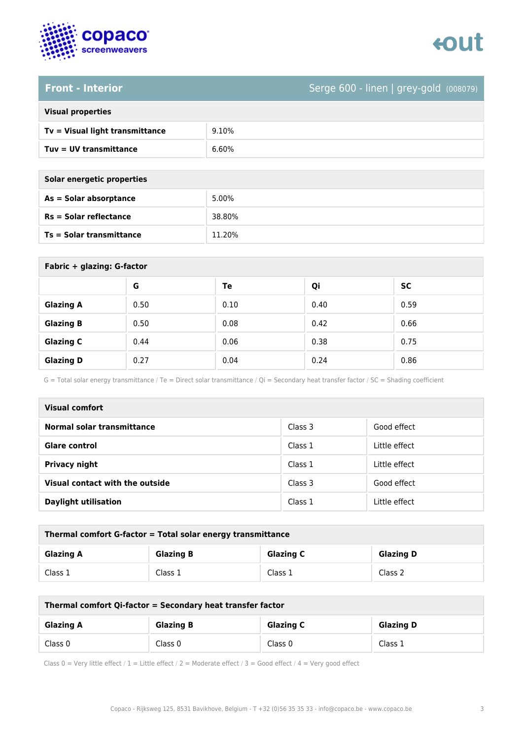## Front - Interior

Serge 600 - linen | grey-gold (008079)

| Visual properties | |
|---|---|
| **Tv = Visual light transmittance** | 9.10% |
| **Tuv = UV transmittance** | 6.60% |

| Solar energetic properties | |
|---|---|
| **As = Solar absorptance** | 5.00% |
| **Rs = Solar reflectance** | 38.80% |
| **Ts = Solar transmittance** | 11.20% |

**Fabric + glazing: G-factor**

| | G | Te | Qi | SC |
|---|---|---|---|---|
| **Glazing A** | 0.50 | 0.10 | 0.40 | 0.59 |
| **Glazing B** | 0.50 | 0.08 | 0.42 | 0.66 |
| **Glazing C** | 0.44 | 0.06 | 0.38 | 0.75 |
| **Glazing D** | 0.27 | 0.04 | 0.24 | 0.86 |

G = Total solar energy transmittance / Te = Direct solar transmittance / Qi = Secondary heat transfer factor / SC = Shading coefficient

| Visual comfort | | |
|---|---|---|
| **Normal solar transmittance** | Class 3 | Good effect |
| **Glare control** | Class 1 | Little effect |
| **Privacy night** | Class 1 | Little effect |
| **Visual contact with the outside** | Class 3 | Good effect |
| **Daylight utilisation** | Class 1 | Little effect |

**Thermal comfort G-factor = Total solar energy transmittance**

| Glazing A | Glazing B | Glazing C | Glazing D |
|---|---|---|---|
| Class 1 | Class 1 | Class 1 | Class 2 |

**Thermal comfort Qi-factor = Secondary heat transfer factor**

| Glazing A | Glazing B | Glazing C | Glazing D |
|---|---|---|---|
| Class 0 | Class 0 | Class 0 | Class 1 |

Class 0 = Very little effect / 1 = Little effect / 2 = Moderate effect / 3 = Good effect / 4 = Very good effect

Copaco - Rijksweg 125, 8531 Bavikhove, Belgium - T +32 (0)56 35 35 33 - info@copaco.be - www.copaco.be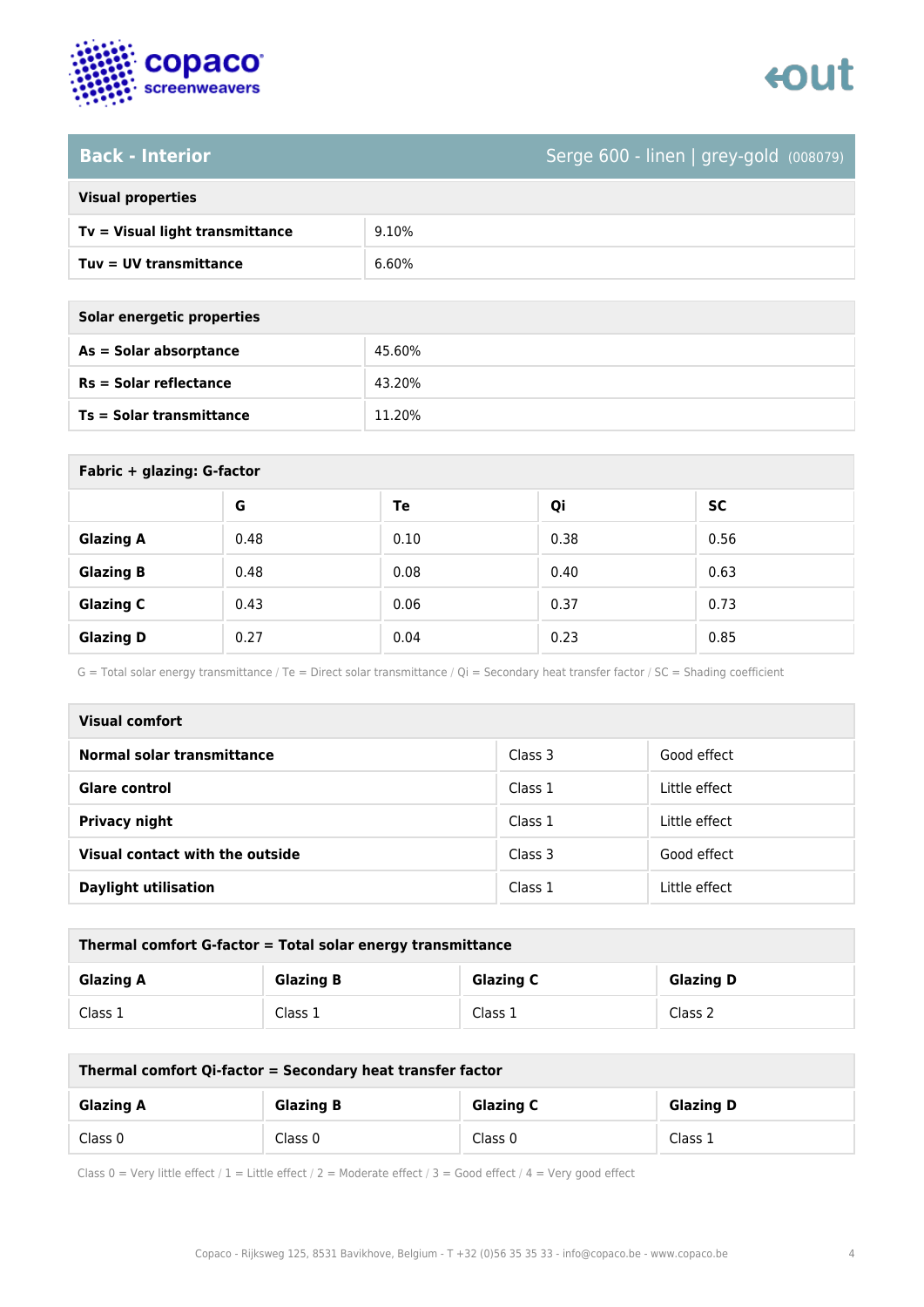## Back - Interior

Serge 600 - linen | grey-gold (008079)

| Visual properties | |
|---|---|
| **Tv = Visual light transmittance** | 9.10% |
| **Tuv = UV transmittance** | 6.60% |

| Solar energetic properties | |
|---|---|
| **As = Solar absorptance** | 45.60% |
| **Rs = Solar reflectance** | 43.20% |
| **Ts = Solar transmittance** | 11.20% |

**Fabric + glazing: G-factor**

| | G | Te | Qi | SC |
|---|---|---|---|---|
| **Glazing A** | 0.48 | 0.10 | 0.38 | 0.56 |
| **Glazing B** | 0.48 | 0.08 | 0.40 | 0.63 |
| **Glazing C** | 0.43 | 0.06 | 0.37 | 0.73 |
| **Glazing D** | 0.27 | 0.04 | 0.23 | 0.85 |

G = Total solar energy transmittance / Te = Direct solar transmittance / Qi = Secondary heat transfer factor / SC = Shading coefficient

| Visual comfort | | |
|---|---|---|
| **Normal solar transmittance** | Class 3 | Good effect |
| **Glare control** | Class 1 | Little effect |
| **Privacy night** | Class 1 | Little effect |
| **Visual contact with the outside** | Class 3 | Good effect |
| **Daylight utilisation** | Class 1 | Little effect |

**Thermal comfort G-factor = Total solar energy transmittance**

| Glazing A | Glazing B | Glazing C | Glazing D |
|---|---|---|---|
| Class 1 | Class 1 | Class 1 | Class 2 |

**Thermal comfort Qi-factor = Secondary heat transfer factor**

| Glazing A | Glazing B | Glazing C | Glazing D |
|---|---|---|---|
| Class 0 | Class 0 | Class 0 | Class 1 |

Class 0 = Very little effect / 1 = Little effect / 2 = Moderate effect / 3 = Good effect / 4 = Very good effect

Copaco - Rijksweg 125, 8531 Bavikhove, Belgium - T +32 (0)56 35 35 33 - info@copaco.be - www.copaco.be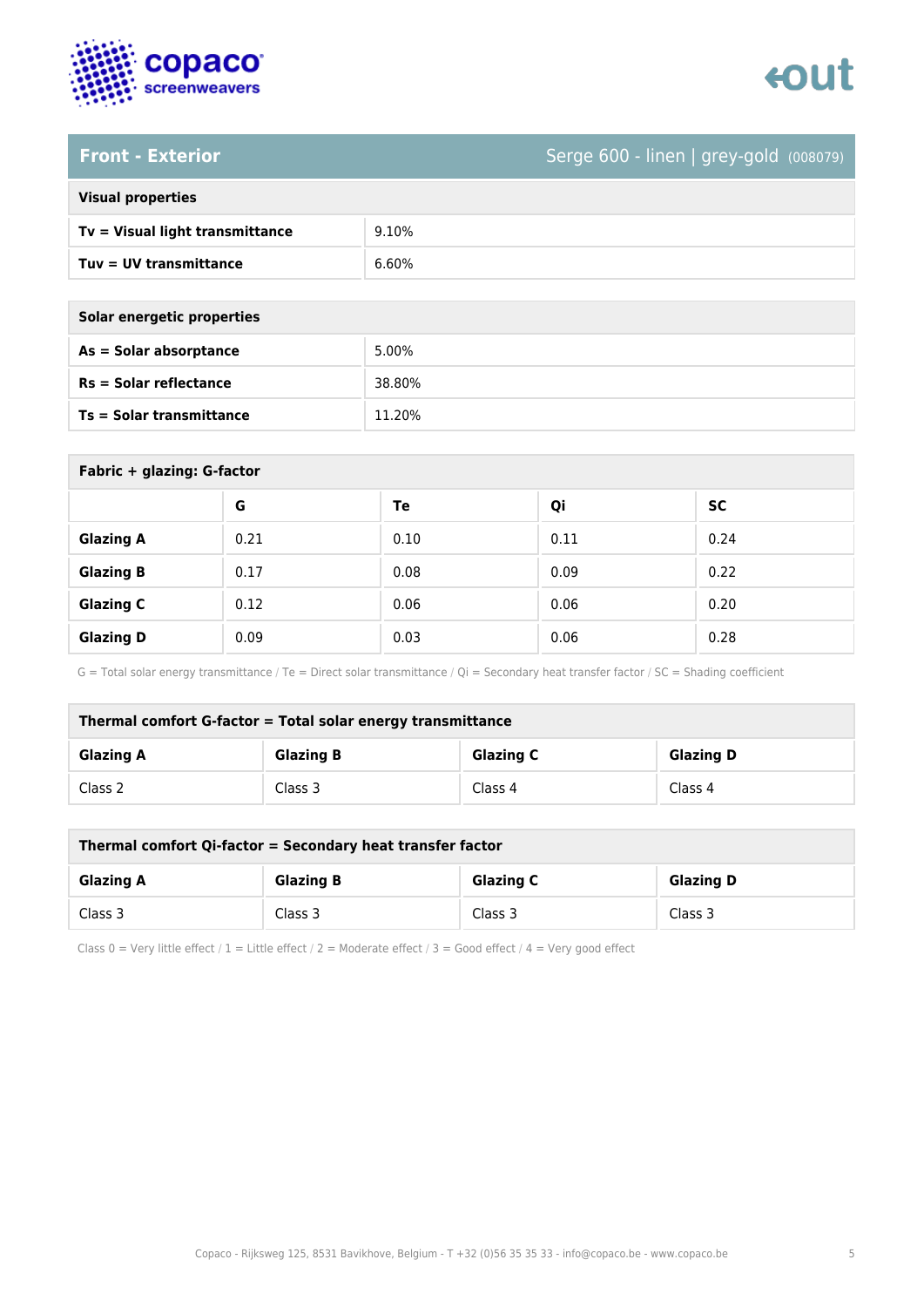## Front - Exterior

Serge 600 - linen | grey-gold (008079)

| Visual properties | |
|---|---|
| **Tv = Visual light transmittance** | 9.10% |
| **Tuv = UV transmittance** | 6.60% |

| Solar energetic properties | |
|---|---|
| **As = Solar absorptance** | 5.00% |
| **Rs = Solar reflectance** | 38.80% |
| **Ts = Solar transmittance** | 11.20% |

**Fabric + glazing: G-factor**

| | G | Te | Qi | SC |
|---|---|---|---|---|
| **Glazing A** | 0.21 | 0.10 | 0.11 | 0.24 |
| **Glazing B** | 0.17 | 0.08 | 0.09 | 0.22 |
| **Glazing C** | 0.12 | 0.06 | 0.06 | 0.20 |
| **Glazing D** | 0.09 | 0.03 | 0.06 | 0.28 |

G = Total solar energy transmittance / Te = Direct solar transmittance / Qi = Secondary heat transfer factor / SC = Shading coefficient

**Thermal comfort G-factor = Total solar energy transmittance**

| Glazing A | Glazing B | Glazing C | Glazing D |
|---|---|---|---|
| Class 2 | Class 3 | Class 4 | Class 4 |

**Thermal comfort Qi-factor = Secondary heat transfer factor**

| Glazing A | Glazing B | Glazing C | Glazing D |
|---|---|---|---|
| Class 3 | Class 3 | Class 3 | Class 3 |

Class 0 = Very little effect / 1 = Little effect / 2 = Moderate effect / 3 = Good effect / 4 = Very good effect

Copaco - Rijksweg 125, 8531 Bavikhove, Belgium - T +32 (0)56 35 35 33 - info@copaco.be - www.copaco.be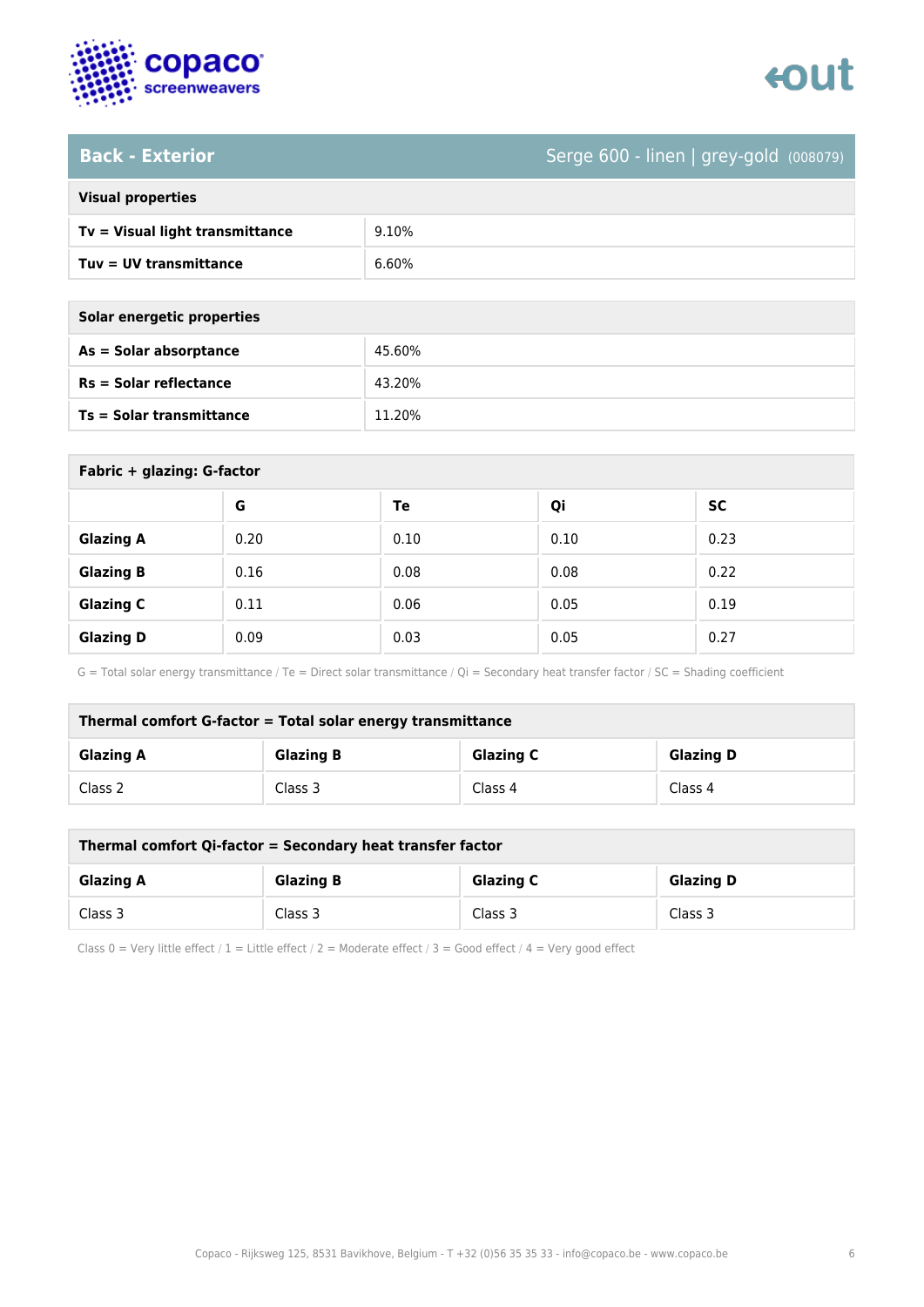## Back - Exterior

Serge 600 - linen | grey-gold (008079)

| Visual properties | |
|---|---|
| **Tv = Visual light transmittance** | 9.10% |
| **Tuv = UV transmittance** | 6.60% |

| Solar energetic properties | |
|---|---|
| **As = Solar absorptance** | 45.60% |
| **Rs = Solar reflectance** | 43.20% |
| **Ts = Solar transmittance** | 11.20% |

**Fabric + glazing: G-factor**

| | G | Te | Qi | SC |
|---|---|---|---|---|
| **Glazing A** | 0.20 | 0.10 | 0.10 | 0.23 |
| **Glazing B** | 0.16 | 0.08 | 0.08 | 0.22 |
| **Glazing C** | 0.11 | 0.06 | 0.05 | 0.19 |
| **Glazing D** | 0.09 | 0.03 | 0.05 | 0.27 |

G = Total solar energy transmittance / Te = Direct solar transmittance / Qi = Secondary heat transfer factor / SC = Shading coefficient

**Thermal comfort G-factor = Total solar energy transmittance**

| Glazing A | Glazing B | Glazing C | Glazing D |
|---|---|---|---|
| Class 2 | Class 3 | Class 4 | Class 4 |

**Thermal comfort Qi-factor = Secondary heat transfer factor**

| Glazing A | Glazing B | Glazing C | Glazing D |
|---|---|---|---|
| Class 3 | Class 3 | Class 3 | Class 3 |

Class 0 = Very little effect / 1 = Little effect / 2 = Moderate effect / 3 = Good effect / 4 = Very good effect